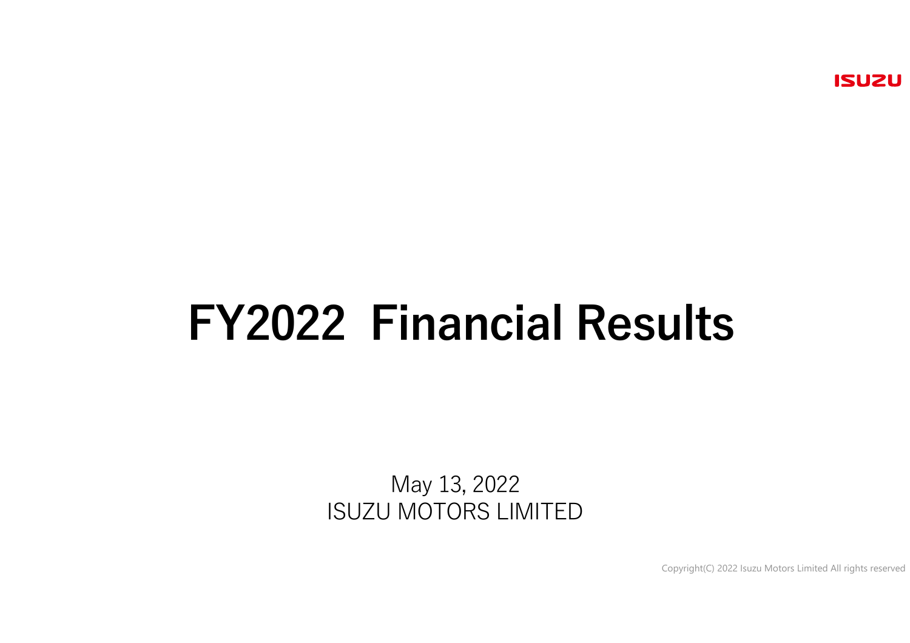# FY2022 Financial Results

May 13, 2022
ISUZU MOTORS LIMITED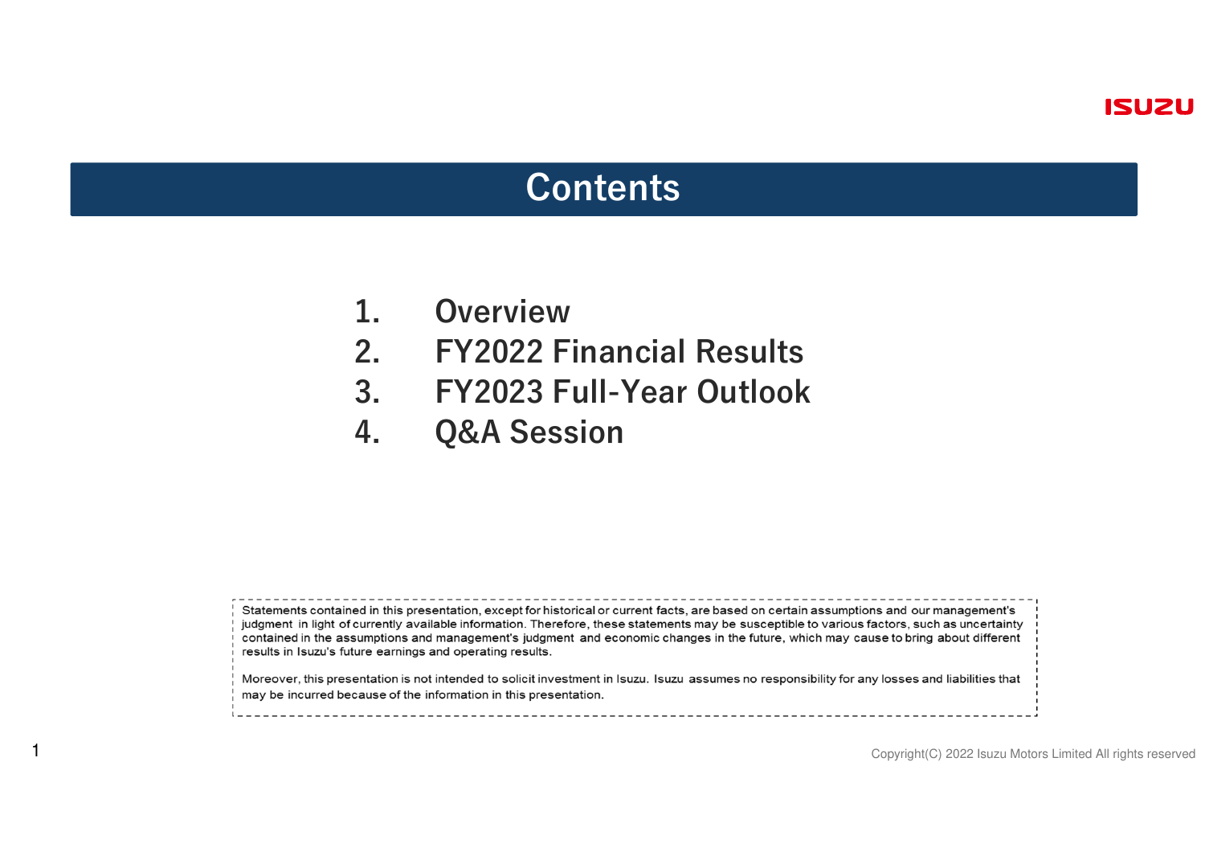# Contents

1. Overview
2. FY2022 Financial Results
3. FY2023 Full-Year Outlook
4. Q&A Session

Statements contained in this presentation, except for historical or current facts, are based on certain assumptions and our management's judgment in light of currently available information. Therefore, these statements may be susceptible to various factors, such as uncertainty contained in the assumptions and management's judgment and economic changes in the future, which may cause to bring about different results in Isuzu's future earnings and operating results.

Moreover, this presentation is not intended to solicit investment in Isuzu. Isuzu assumes no responsibility for any losses and liabilities that may be incurred because of the information in this presentation.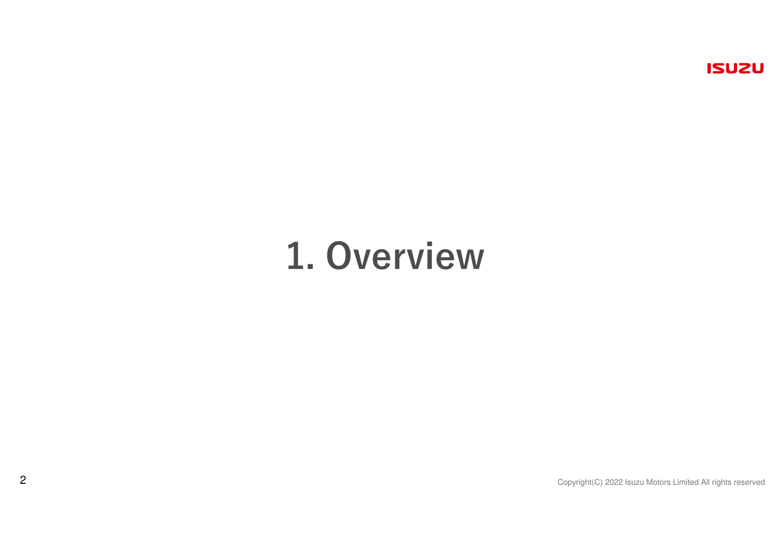# 1. Overview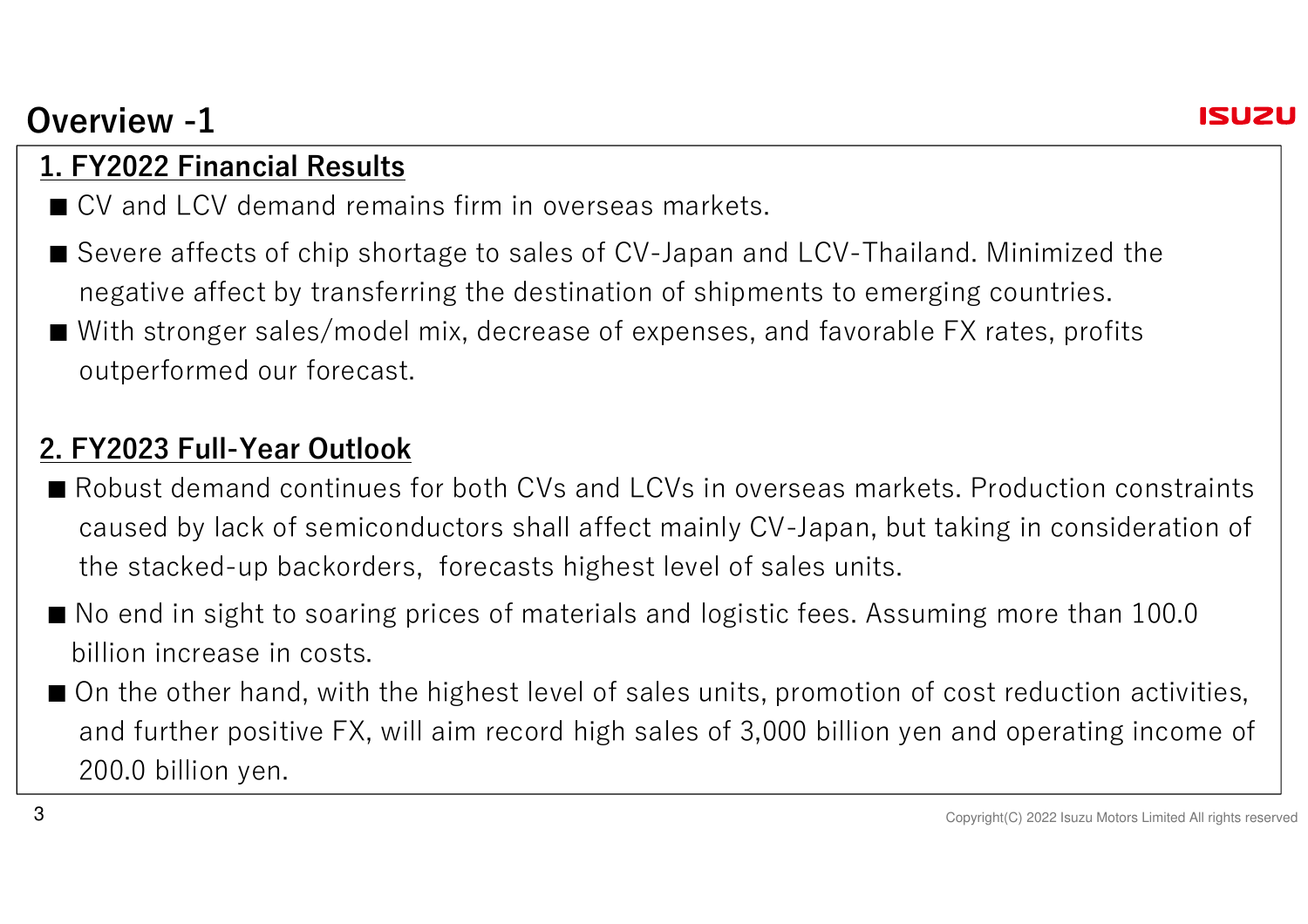# Overview -1

## 1. FY2022 Financial Results

- CV and LCV demand remains firm in overseas markets.
- Severe affects of chip shortage to sales of CV-Japan and LCV-Thailand. Minimized the negative affect by transferring the destination of shipments to emerging countries.
- With stronger sales/model mix, decrease of expenses, and favorable FX rates, profits outperformed our forecast.

## 2. FY2023 Full-Year Outlook

- Robust demand continues for both CVs and LCVs in overseas markets. Production constraints caused by lack of semiconductors shall affect mainly CV-Japan, but taking in consideration of the stacked-up backorders, forecasts highest level of sales units.
- No end in sight to soaring prices of materials and logistic fees. Assuming more than 100.0 billion increase in costs.
- On the other hand, with the highest level of sales units, promotion of cost reduction activities, and further positive FX, will aim record high sales of 3,000 billion yen and operating income of 200.0 billion yen.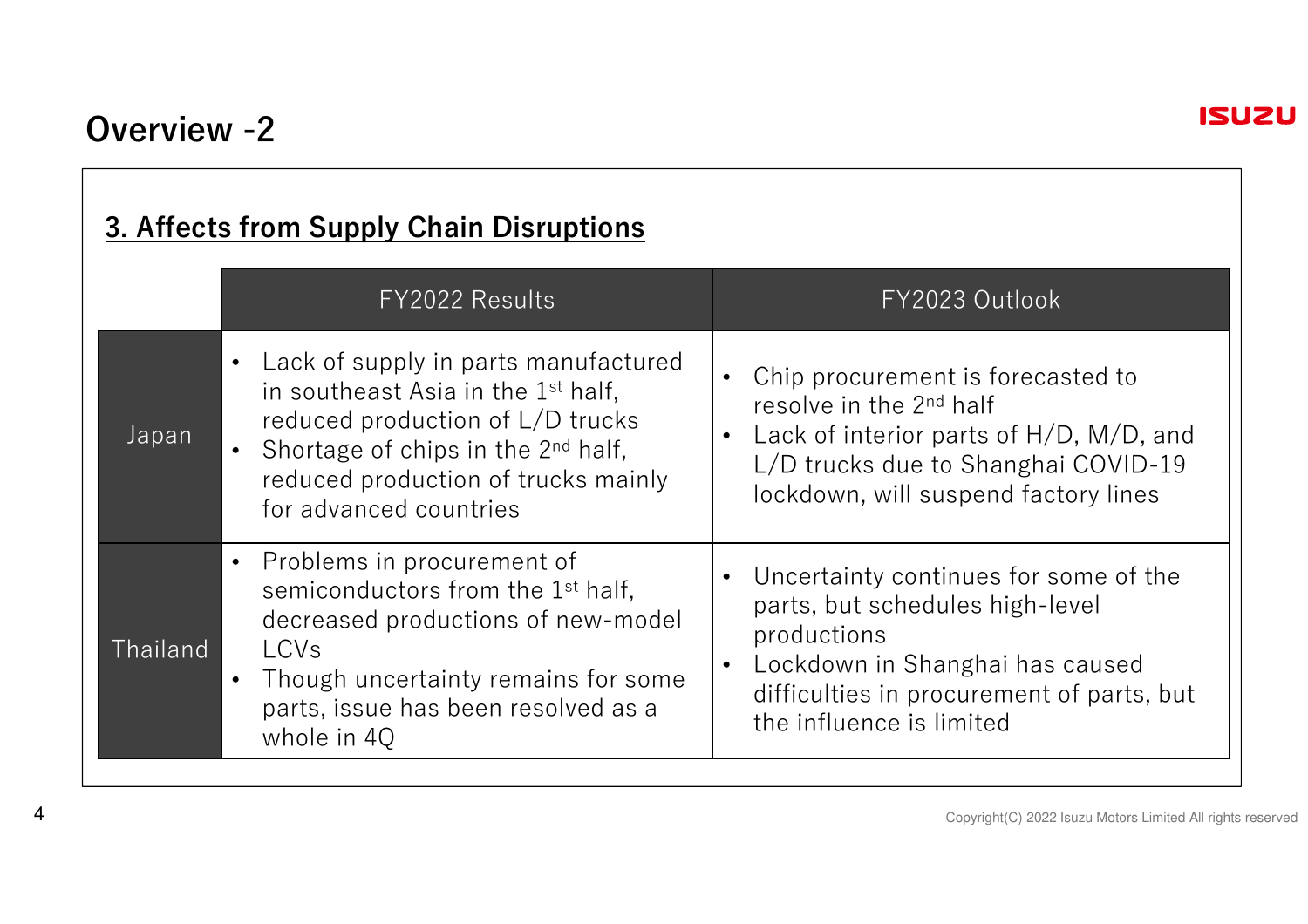# Overview -2

## 3. Affects from Supply Chain Disruptions

| | FY2022 Results | FY2023 Outlook |
|---|---|---|
| Japan | • Lack of supply in parts manufactured in southeast Asia in the 1st half, reduced production of L/D trucks<br>• Shortage of chips in the 2nd half, reduced production of trucks mainly for advanced countries | • Chip procurement is forecasted to resolve in the 2nd half<br>• Lack of interior parts of H/D, M/D, and L/D trucks due to Shanghai COVID-19 lockdown, will suspend factory lines |
| Thailand | • Problems in procurement of semiconductors from the 1st half, decreased productions of new-model LCVs<br>• Though uncertainty remains for some parts, issue has been resolved as a whole in 4Q | • Uncertainty continues for some of the parts, but schedules high-level productions<br>• Lockdown in Shanghai has caused difficulties in procurement of parts, but the influence is limited |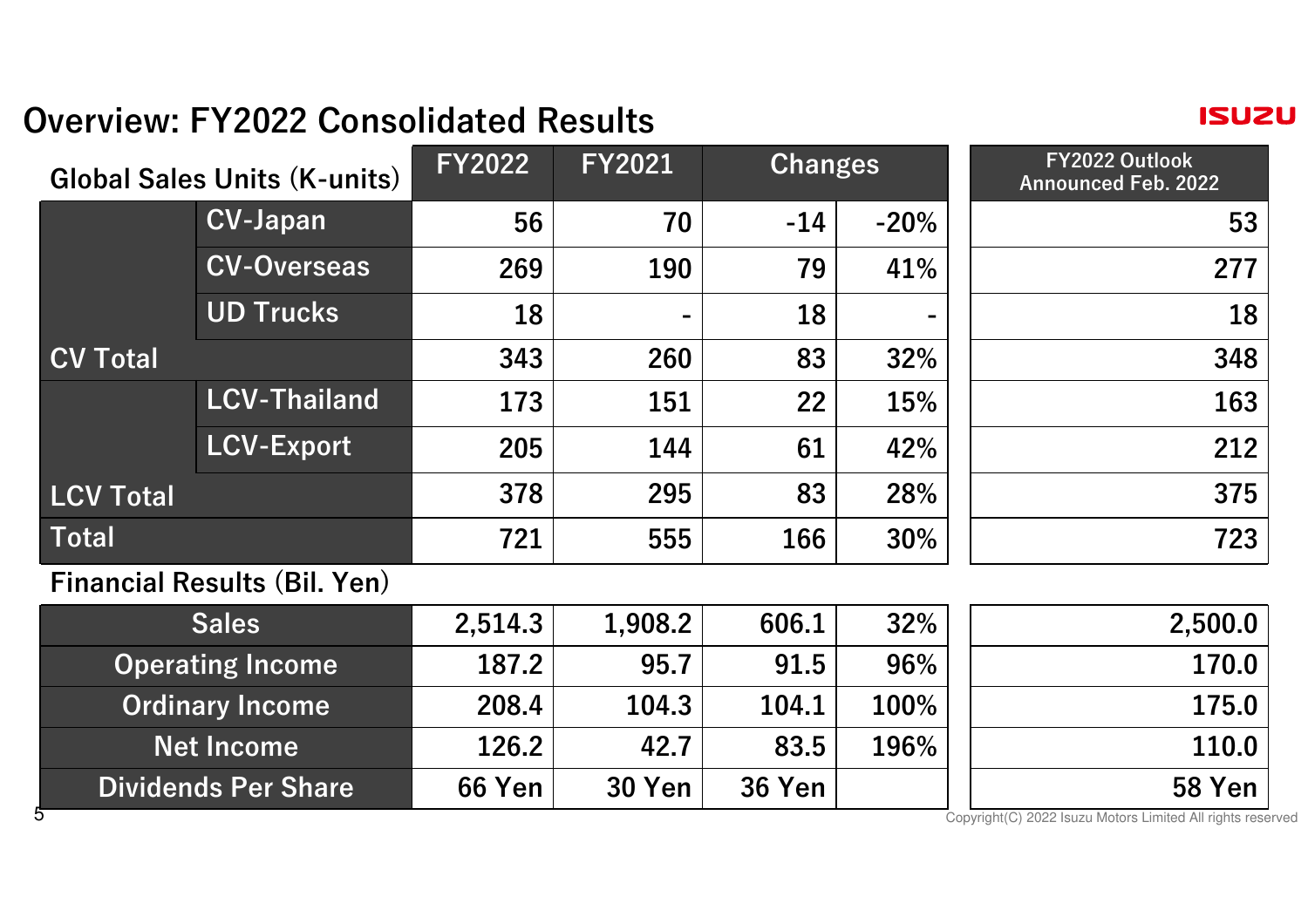# Overview: FY2022 Consolidated Results

| Global Sales Units (K-units) | | FY2022 | FY2021 | Changes | | FY2022 Outlook Announced Feb. 2022 |
|---|---|---|---|---|---|---|
| | CV-Japan | 56 | 70 | -14 | -20% | 53 |
| | CV-Overseas | 269 | 190 | 79 | 41% | 277 |
| | UD Trucks | 18 | - | 18 | - | 18 |
| CV Total | | 343 | 260 | 83 | 32% | 348 |
| | LCV-Thailand | 173 | 151 | 22 | 15% | 163 |
| | LCV-Export | 205 | 144 | 61 | 42% | 212 |
| LCV Total | | 378 | 295 | 83 | 28% | 375 |
| Total | | 721 | 555 | 166 | 30% | 723 |

**Financial Results (Bil. Yen)**

| | FY2022 | FY2021 | Changes | | FY2022 Outlook Announced Feb. 2022 |
|---|---|---|---|---|---|
| Sales | 2,514.3 | 1,908.2 | 606.1 | 32% | 2,500.0 |
| Operating Income | 187.2 | 95.7 | 91.5 | 96% | 170.0 |
| Ordinary Income | 208.4 | 104.3 | 104.1 | 100% | 175.0 |
| Net Income | 126.2 | 42.7 | 83.5 | 196% | 110.0 |
| Dividends Per Share | 66 Yen | 30 Yen | 36 Yen | | 58 Yen |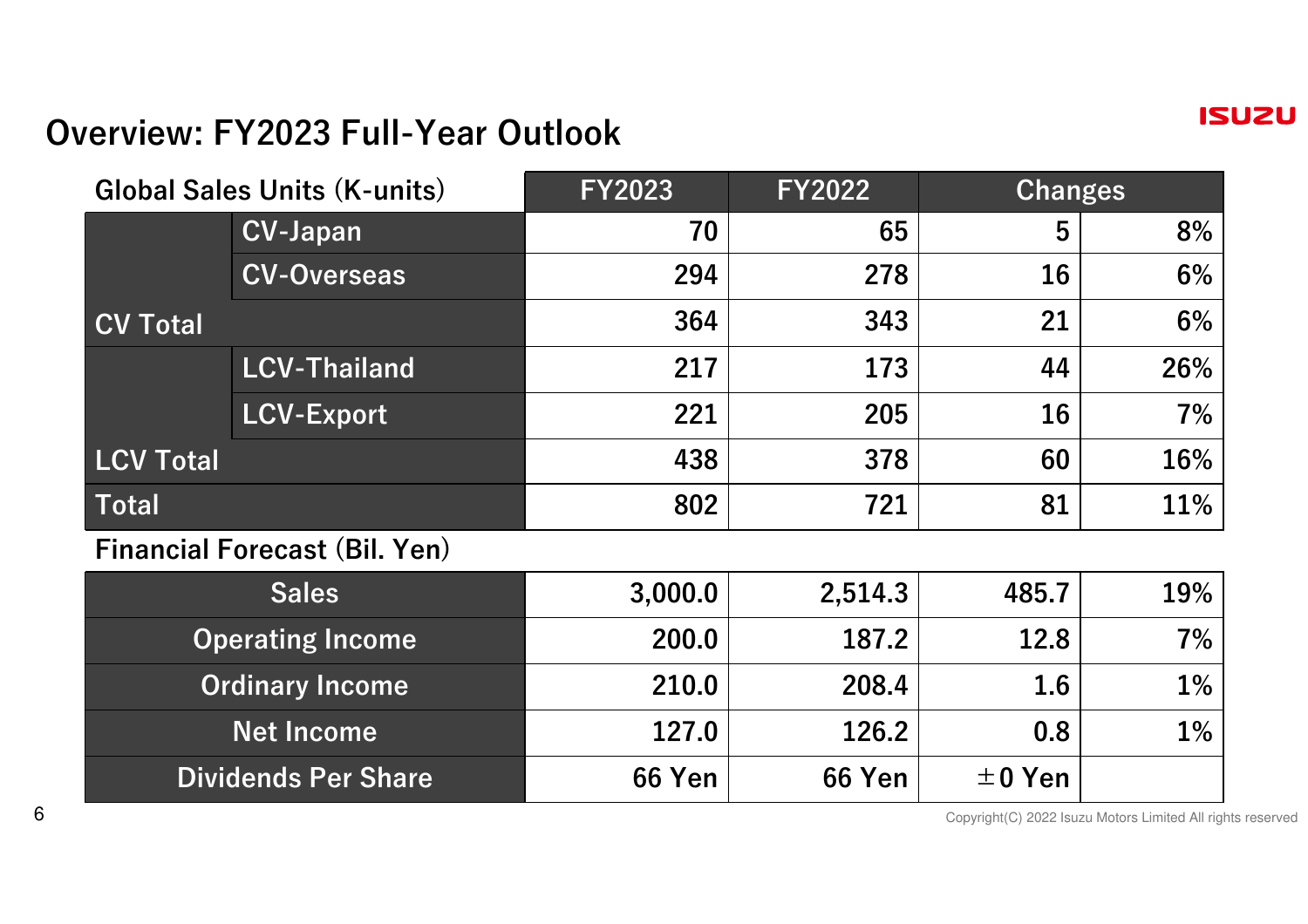# Overview: FY2023 Full-Year Outlook

| Global Sales Units (K-units) | | FY2023 | FY2022 | Changes | |
|---|---|---|---|---|---|
| | CV-Japan | 70 | 65 | 5 | 8% |
| | CV-Overseas | 294 | 278 | 16 | 6% |
| CV Total | | 364 | 343 | 21 | 6% |
| | LCV-Thailand | 217 | 173 | 44 | 26% |
| | LCV-Export | 221 | 205 | 16 | 7% |
| LCV Total | | 438 | 378 | 60 | 16% |
| Total | | 802 | 721 | 81 | 11% |

**Financial Forecast (Bil. Yen)**

| | FY2023 | FY2022 | Changes | |
|---|---|---|---|---|
| Sales | 3,000.0 | 2,514.3 | 485.7 | 19% |
| Operating Income | 200.0 | 187.2 | 12.8 | 7% |
| Ordinary Income | 210.0 | 208.4 | 1.6 | 1% |
| Net Income | 127.0 | 126.2 | 0.8 | 1% |
| Dividends Per Share | 66 Yen | 66 Yen | ±0 Yen | |

Copyright(C) 2022 Isuzu Motors Limited All rights reserved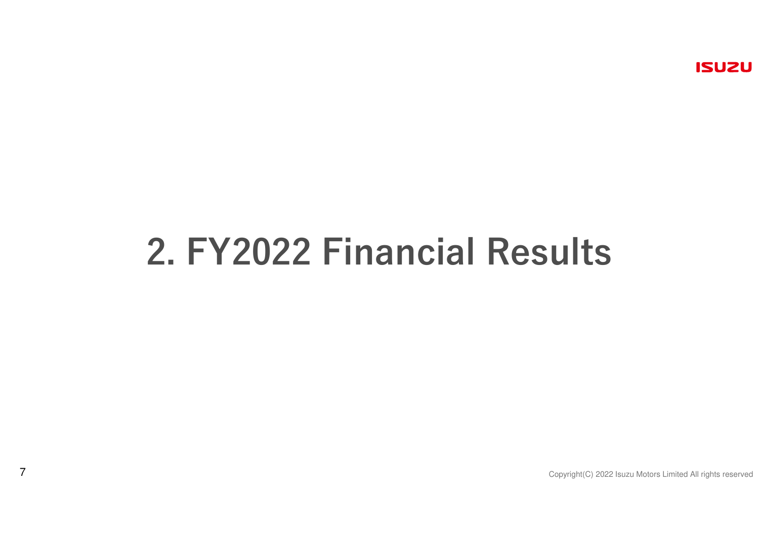# 2. FY2022 Financial Results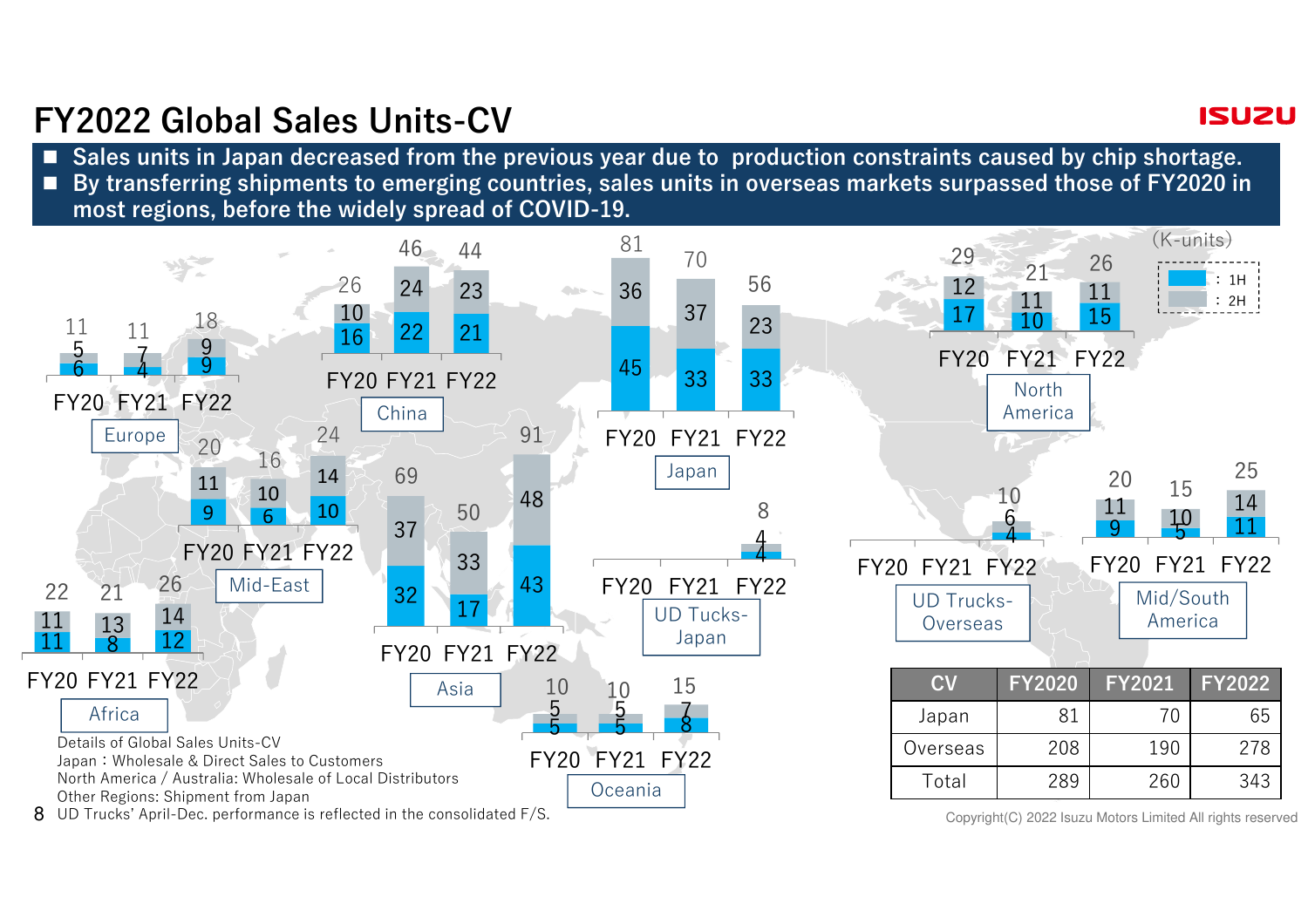# FY2022 Global Sales Units-CV

- Sales units in Japan decreased from the previous year due to production constraints caused by chip shortage.
- By transferring shipments to emerging countries, sales units in overseas markets surpassed those of FY2020 in most regions, before the widely spread of COVID-19.

(K-units)

| Region | FY20 (1H / 2H / Total) | FY21 (1H / 2H / Total) | FY22 (1H / 2H / Total) |
|---|---|---|---|
| Europe | 6 / 5 / 11 | 4 / 7 / 11 | 9 / 9 / 18 |
| China | 16 / 10 / 26 | 22 / 24 / 46 | 21 / 23 / 44 |
| Japan | 45 / 36 / 81 | 33 / 37 / 70 | 33 / 23 / 56 |
| North America | 17 / 12 / 29 | 10 / 11 / 21 | 15 / 11 / 26 |
| Mid-East | 9 / 11 / 20 | 6 / 10 / 16 | 10 / 14 / 24 |
| Asia | 32 / 37 / 69 | 17 / 33 / 50 | 43 / 48 / 91 |
| UD Tucks-Japan | | | 4 / 4 / 8 |
| UD Trucks-Overseas | | | 4 / 6 / 10 |
| Mid/South America | 9 / 11 / 20 | 5 / 10 / 15 | 11 / 14 / 25 |
| Africa | 11 / 11 / 22 | 8 / 13 / 21 | 12 / 14 / 26 |
| Oceania | 5 / 5 / 10 | 5 / 5 / 10 | 8 / 7 / 15 |

| CV | FY2020 | FY2021 | FY2022 |
|---|---|---|---|
| Japan | 81 | 70 | 65 |
| Overseas | 208 | 190 | 278 |
| Total | 289 | 260 | 343 |

Details of Global Sales Units-CV
Japan：Wholesale & Direct Sales to Customers
North America / Australia: Wholesale of Local Distributors
Other Regions: Shipment from Japan
UD Trucks' April-Dec. performance is reflected in the consolidated F/S.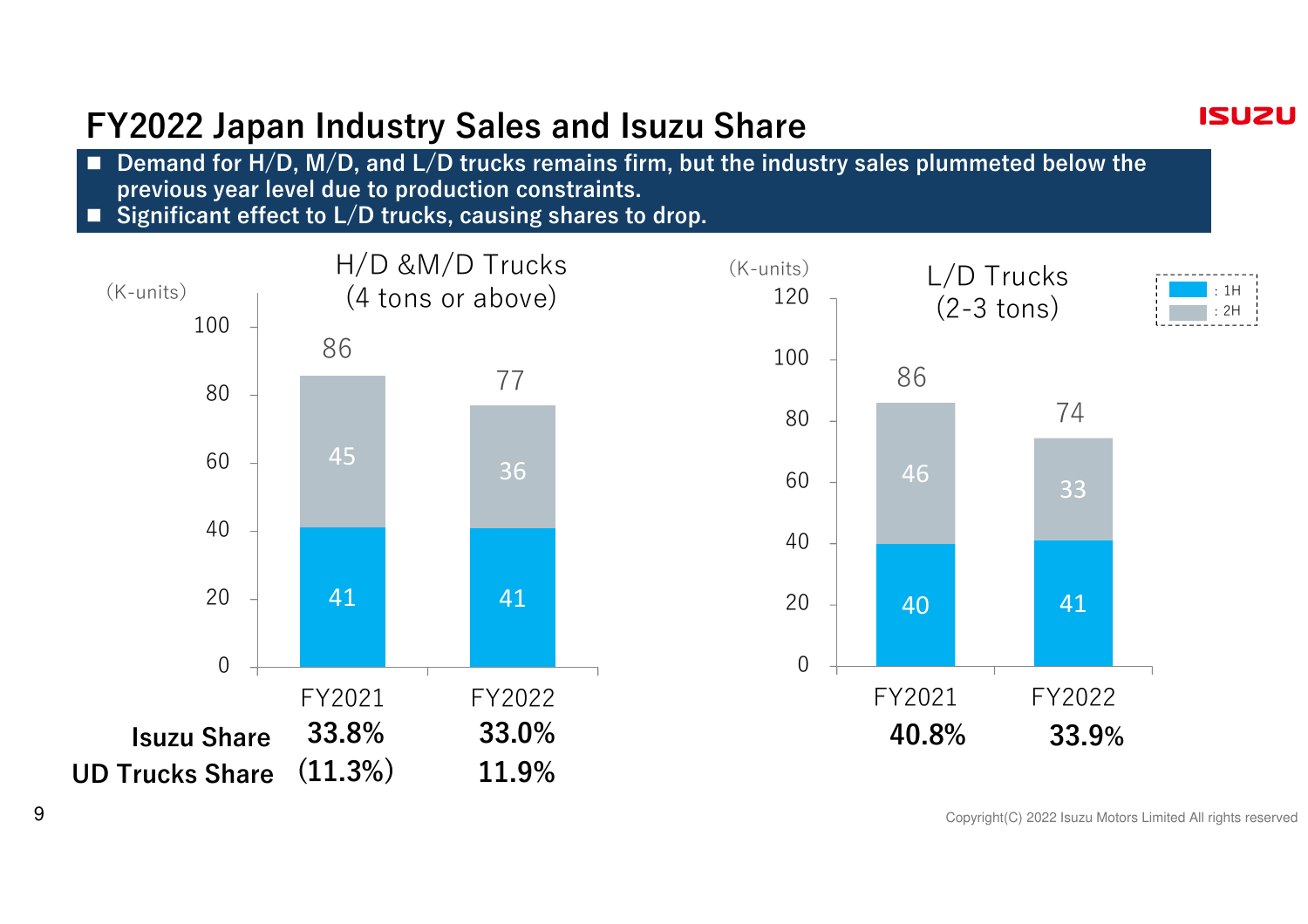# FY2022 Japan Industry Sales and Isuzu Share

- Demand for H/D, M/D, and L/D trucks remains firm, but the industry sales plummeted below the previous year level due to production constraints.
- Significant effect to L/D trucks, causing shares to drop.

### H/D &M/D Trucks (4 tons or above)

(K-units)

| | FY2021 | FY2022 |
|---|---|---|
| 1H | 41 | 41 |
| 2H | 45 | 36 |
| Total | 86 | 77 |
| **Isuzu Share** | **33.8%** | **33.0%** |
| **UD Trucks Share** | **(11.3%)** | **11.9%** |

### L/D Trucks (2-3 tons)

(K-units)

| | FY2021 | FY2022 |
|---|---|---|
| 1H | 40 | 41 |
| 2H | 46 | 33 |
| Total | 86 | 74 |
| **Isuzu Share** | **40.8%** | **33.9%** |

Copyright(C) 2022 Isuzu Motors Limited All rights reserved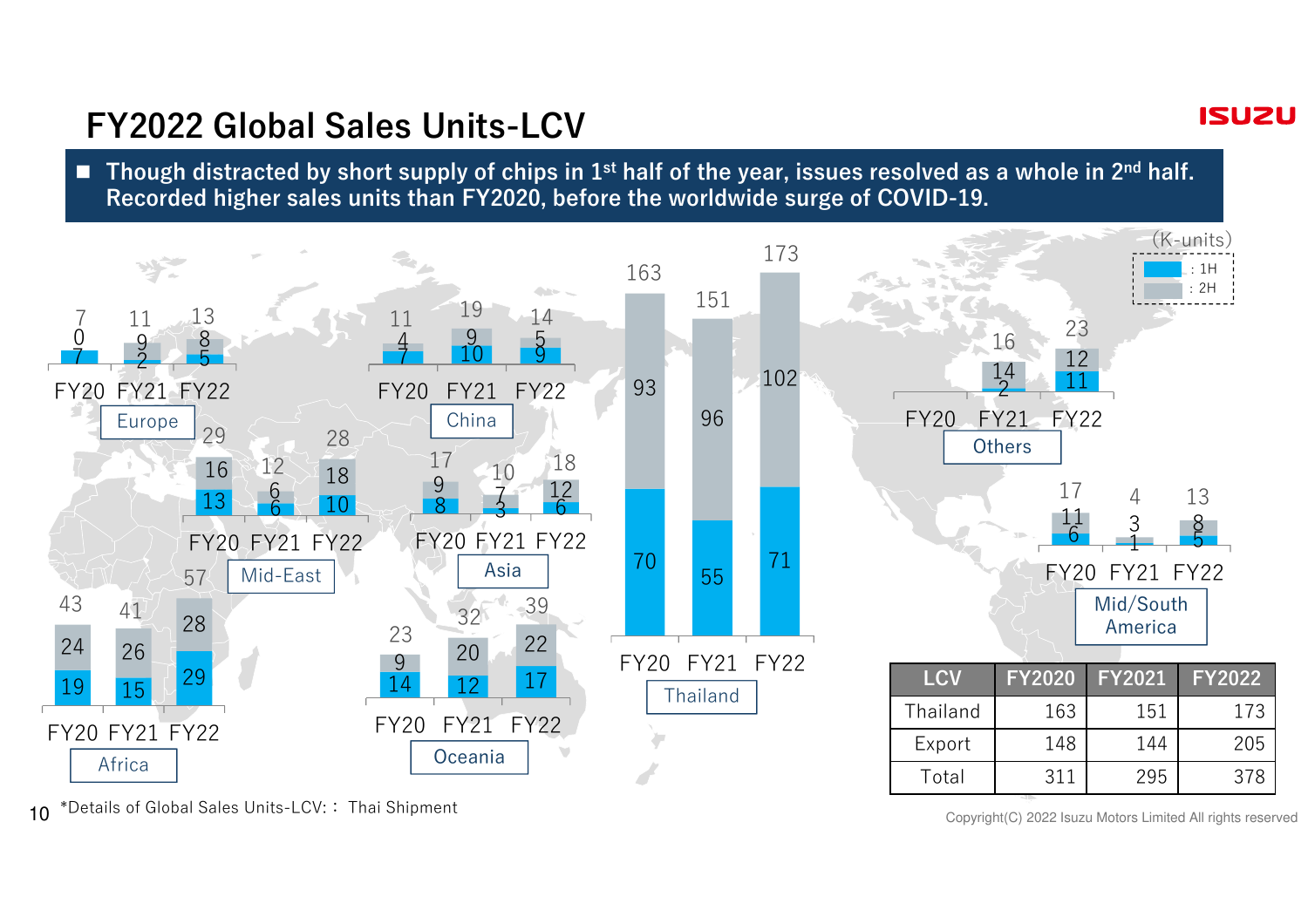# FY2022 Global Sales Units-LCV

■ Though distracted by short supply of chips in 1st half of the year, issues resolved as a whole in 2nd half. Recorded higher sales units than FY2020, before the worldwide surge of COVID-19.

(K-units)

| Region | FY20 1H | FY20 2H | FY20 Total | FY21 1H | FY21 2H | FY21 Total | FY22 1H | FY22 2H | FY22 Total |
|---|---|---|---|---|---|---|---|---|---|
| Europe | 7 | 0 | 7 | 2 | 9 | 11 | 5 | 8 | 13 |
| China | 7 | 4 | 11 | 10 | 9 | 19 | 9 | 5 | 14 |
| Thailand | 70 | 93 | 163 | 55 | 96 | 151 | 71 | 102 | 173 |
| Others | | | | 2 | 14 | 16 | 11 | 12 | 23 |
| Mid-East | 13 | 16 | 29 | 6 | 6 | 12 | 10 | 18 | 28 |
| Asia | 8 | 9 | 17 | 3 | 7 | 10 | 6 | 12 | 18 |
| Mid/South America | 6 | 11 | 17 | 1 | 3 | 4 | 5 | 8 | 13 |
| Africa | 19 | 24 | 43 | 15 | 26 | 41 | 29 | 28 | 57 |
| Oceania | 14 | 9 | 23 | 12 | 20 | 32 | 17 | 22 | 39 |

| LCV | FY2020 | FY2021 | FY2022 |
|---|---|---|---|
| Thailand | 163 | 151 | 173 |
| Export | 148 | 144 | 205 |
| Total | 311 | 295 | 378 |

*Details of Global Sales Units-LCV: : Thai Shipment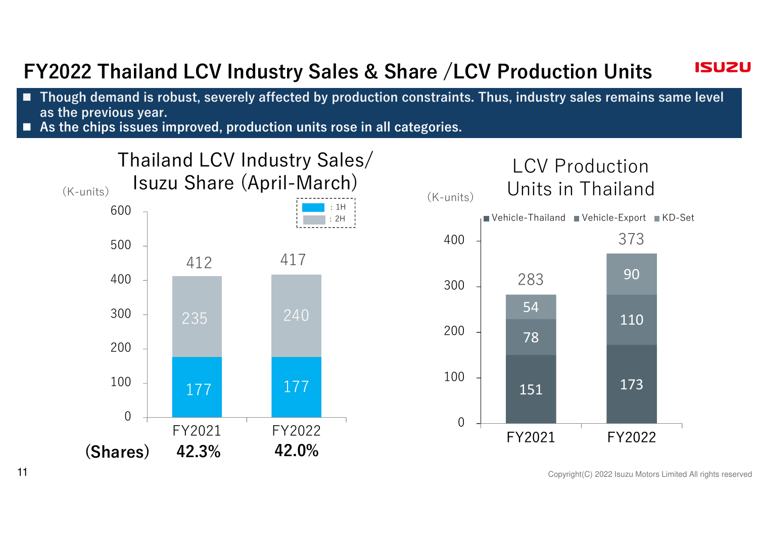# FY2022 Thailand LCV Industry Sales & Share /LCV Production Units

- Though demand is robust, severely affected by production constraints. Thus, industry sales remains same level as the previous year.
- As the chips issues improved, production units rose in all categories.

## Thailand LCV Industry Sales/ Isuzu Share (April-March)

(K-units)

| | FY2021 | FY2022 |
|---|---|---|
| 1H | 177 | 177 |
| 2H | 235 | 240 |
| Total | 412 | 417 |
| (Shares) | 42.3% | 42.0% |

## LCV Production Units in Thailand

(K-units)

| | FY2021 | FY2022 |
|---|---|---|
| Vehicle-Thailand | 151 | 173 |
| Vehicle-Export | 78 | 110 |
| KD-Set | 54 | 90 |
| Total | 283 | 373 |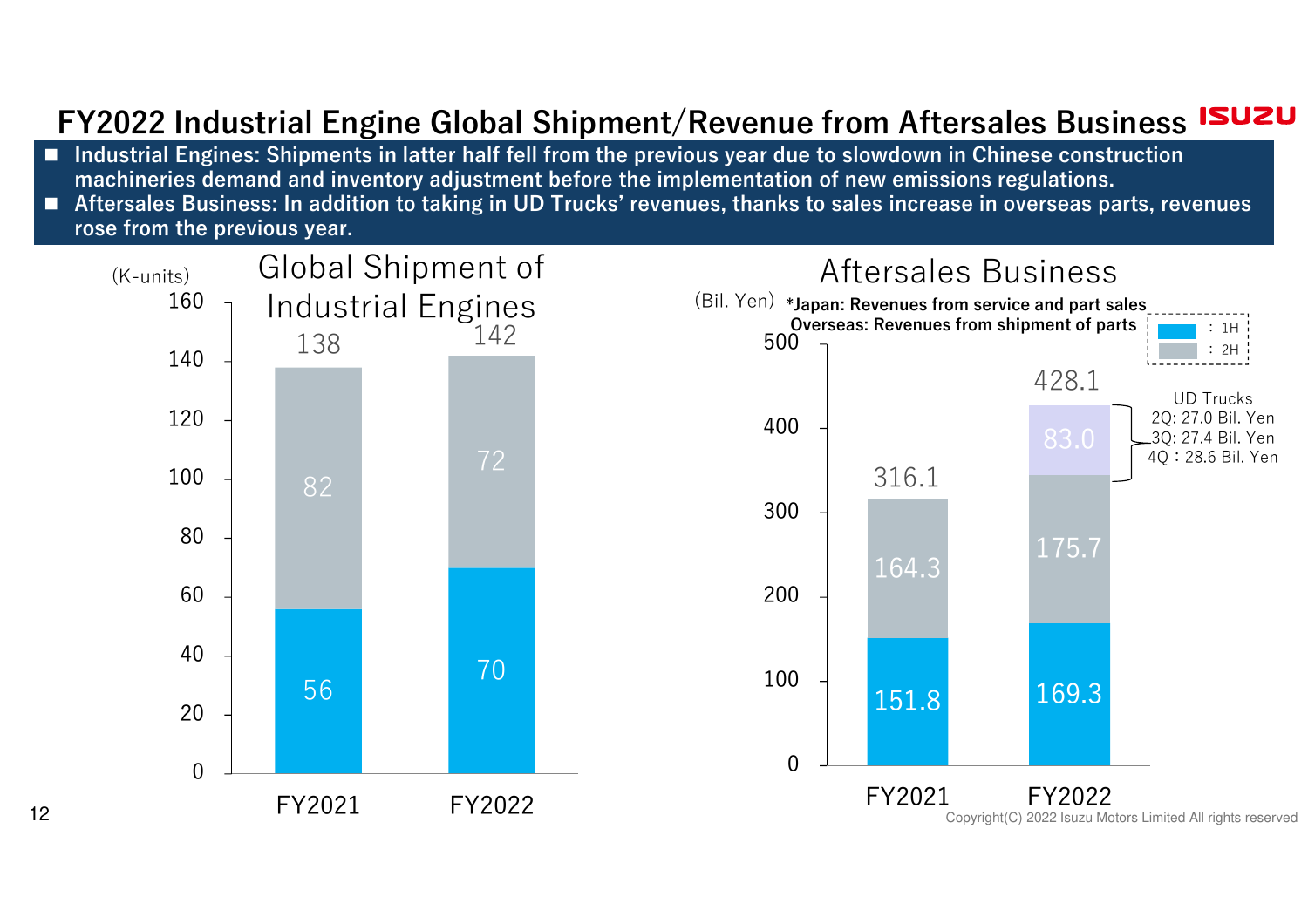# FY2022 Industrial Engine Global Shipment/Revenue from Aftersales Business

- Industrial Engines: Shipments in latter half fell from the previous year due to slowdown in Chinese construction machineries demand and inventory adjustment before the implementation of new emissions regulations.
- Aftersales Business: In addition to taking in UD Trucks' revenues, thanks to sales increase in overseas parts, revenues rose from the previous year.

## Global Shipment of Industrial Engines

(K-units)

| | FY2021 | FY2022 |
|---|---|---|
| 1H | 56 | 70 |
| 2H | 82 | 72 |
| Total | 138 | 142 |

## Aftersales Business

(Bil. Yen)

*Japan: Revenues from service and part sales
Overseas: Revenues from shipment of parts

| | FY2021 | FY2022 |
|---|---|---|
| 1H | 151.8 | 169.3 |
| 2H | 164.3 | 175.7 |
| UD Trucks | | 83.0 |
| Total | 316.1 | 428.1 |

UD Trucks
2Q: 27.0 Bil. Yen
3Q: 27.4 Bil. Yen
4Q：28.6 Bil. Yen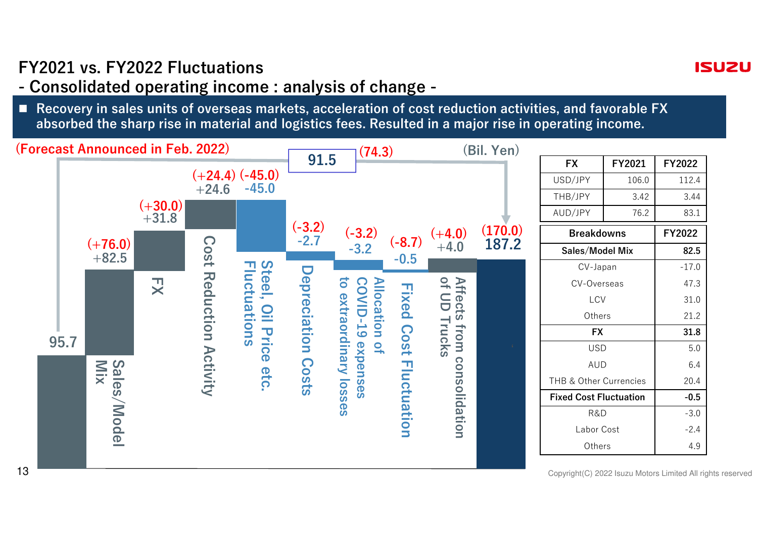# FY2021 vs. FY2022 Fluctuations

## - Consolidated operating income : analysis of change -

■ Recovery in sales units of overseas markets, acceleration of cost reduction activities, and favorable FX absorbed the sharp rise in material and logistics fees. Resulted in a major rise in operating income.

(Forecast Announced in Feb. 2022)

(Bil. Yen)

| Item | Forecast Announced in Feb. 2022 | Result |
|---|---|---|
| FY2021 | | 95.7 |
| Sales/Model Mix | (+76.0) | +82.5 |
| FX | (+30.0) | +31.8 |
| Cost Reduction Activity | (+24.4) | +24.6 |
| Steel, Oil Price etc. Fluctuations | (-45.0) | -45.0 |
| Depreciation Costs | (-3.2) | -2.7 |
| Allocation of COVID-19 expenses to extraordinary losses | (-3.2) | -3.2 |
| Fixed Cost Fluctuation | (-8.7) | -0.5 |
| Affects from consolidation of UD Trucks | (+4.0) | +4.0 |
| FY2022 | (170.0) | 187.2 |
| Change | (74.3) | 91.5 |

| FX | FY2021 | FY2022 |
|---|---|---|
| USD/JPY | 106.0 | 112.4 |
| THB/JPY | 3.42 | 3.44 |
| AUD/JPY | 76.2 | 83.1 |

| Breakdowns | FY2022 |
|---|---|
| **Sales/Model Mix** | **82.5** |
| CV-Japan | -17.0 |
| CV-Overseas | 47.3 |
| LCV | 31.0 |
| Others | 21.2 |
| **FX** | **31.8** |
| USD | 5.0 |
| AUD | 6.4 |
| THB & Other Currencies | 20.4 |
| **Fixed Cost Fluctuation** | **-0.5** |
| R&D | -3.0 |
| Labor Cost | -2.4 |
| Others | 4.9 |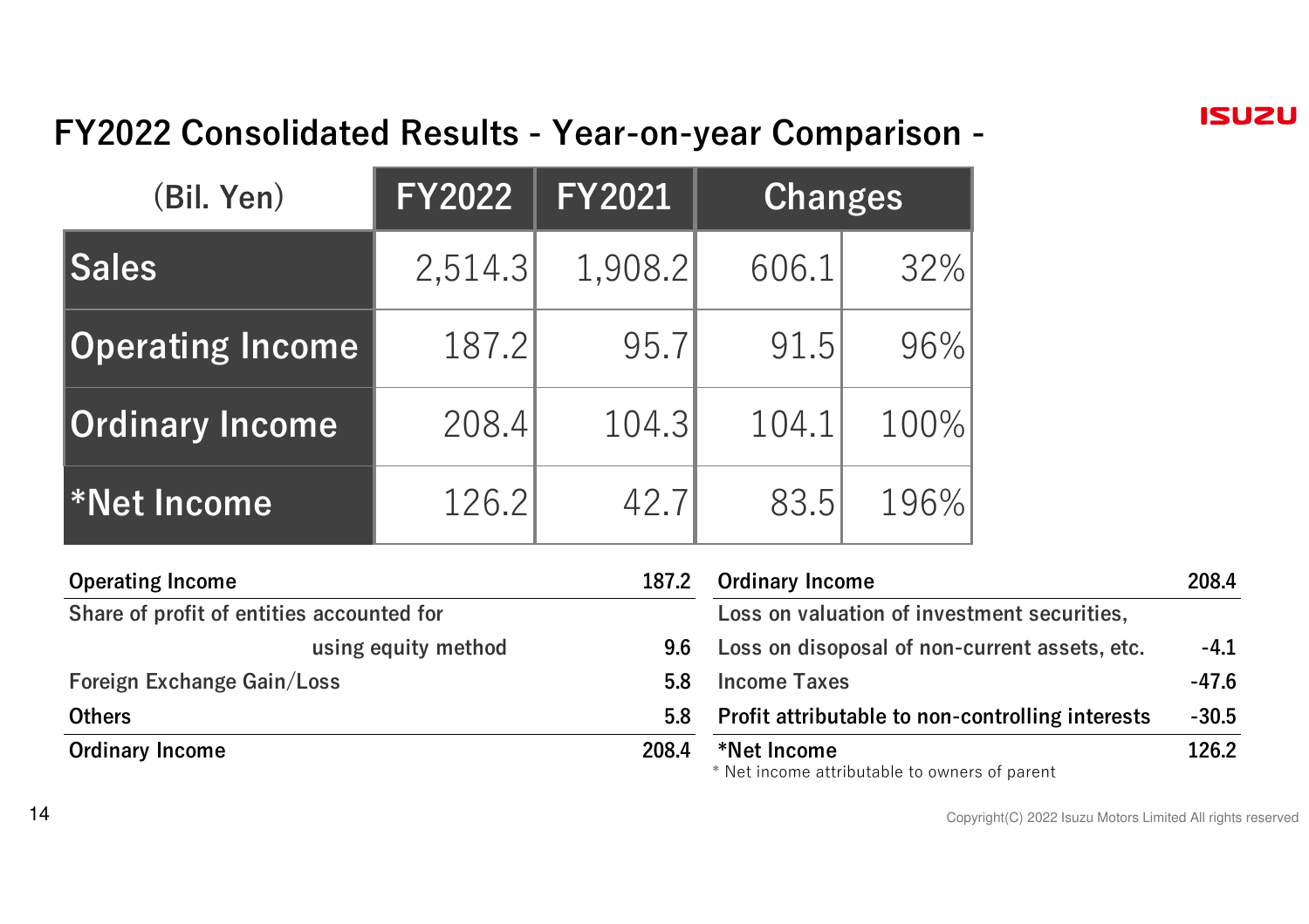# FY2022 Consolidated Results - Year-on-year Comparison -

| (Bil. Yen) | FY2022 | FY2021 | Changes | |
|---|---|---|---|---|
| Sales | 2,514.3 | 1,908.2 | 606.1 | 32% |
| Operating Income | 187.2 | 95.7 | 91.5 | 96% |
| Ordinary Income | 208.4 | 104.3 | 104.1 | 100% |
| *Net Income | 126.2 | 42.7 | 83.5 | 196% |

| | |
|---|---|
| **Operating Income** | **187.2** |
| Share of profit of entities accounted for using equity method | 9.6 |
| Foreign Exchange Gain/Loss | 5.8 |
| Others | 5.8 |
| **Ordinary Income** | **208.4** |

| | |
|---|---|
| **Ordinary Income** | **208.4** |
| Loss on valuation of investment securities, Loss on disoposal of non-current assets, etc. | -4.1 |
| Income Taxes | -47.6 |
| Profit attributable to non-controlling interests | -30.5 |
| ***Net Income** | **126.2** |

\* Net income attributable to owners of parent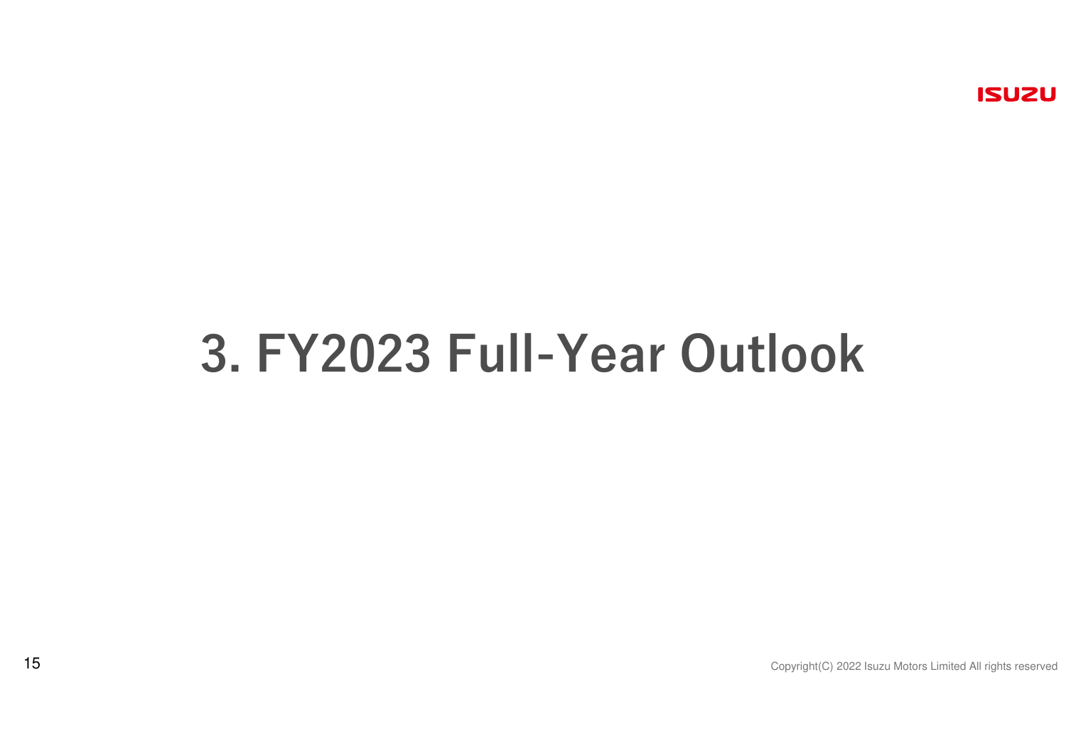# 3. FY2023 Full-Year Outlook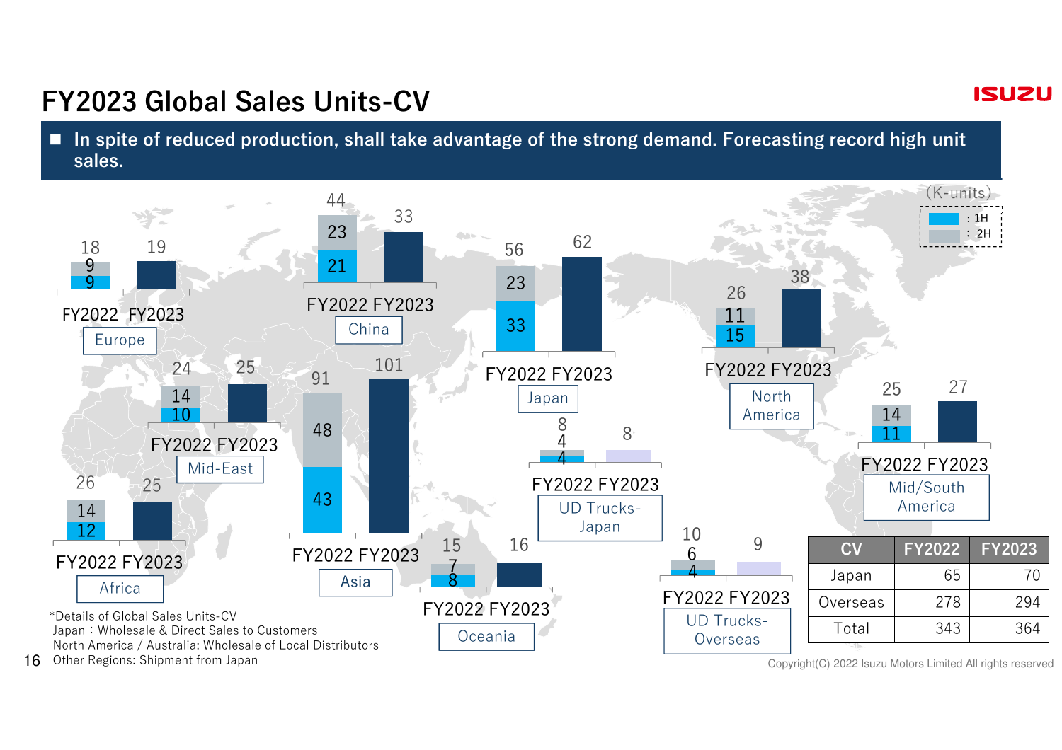# FY2023 Global Sales Units-CV

■ In spite of reduced production, shall take advantage of the strong demand. Forecasting record high unit sales.

(K-units)

: 1H
: 2H

| Region | FY2022 1H | FY2022 2H | FY2022 Total | FY2023 |
|---|---|---|---|---|
| Europe | 9 | 9 | 18 | 19 |
| China | 21 | 23 | 44 | 33 |
| Japan | 33 | 23 | 56 | 62 |
| North America | 15 | 11 | 26 | 38 |
| Mid-East | 10 | 14 | 24 | 25 |
| Asia | 43 | 48 | 91 | 101 |
| UD Trucks-Japan | 4 | 4 | 8 | 8 |
| Mid/South America | 11 | 14 | 25 | 27 |
| Africa | 12 | 14 | 26 | 25 |
| Oceania | 8 | 7 | 15 | 16 |
| UD Trucks-Overseas | 4 | 6 | 10 | 9 |

| CV | FY2022 | FY2023 |
|---|---|---|
| Japan | 65 | 70 |
| Overseas | 278 | 294 |
| Total | 343 | 364 |

*Details of Global Sales Units-CV
Japan：Wholesale & Direct Sales to Customers
North America / Australia: Wholesale of Local Distributors
Other Regions: Shipment from Japan

Copyright(C) 2022 Isuzu Motors Limited All rights reserved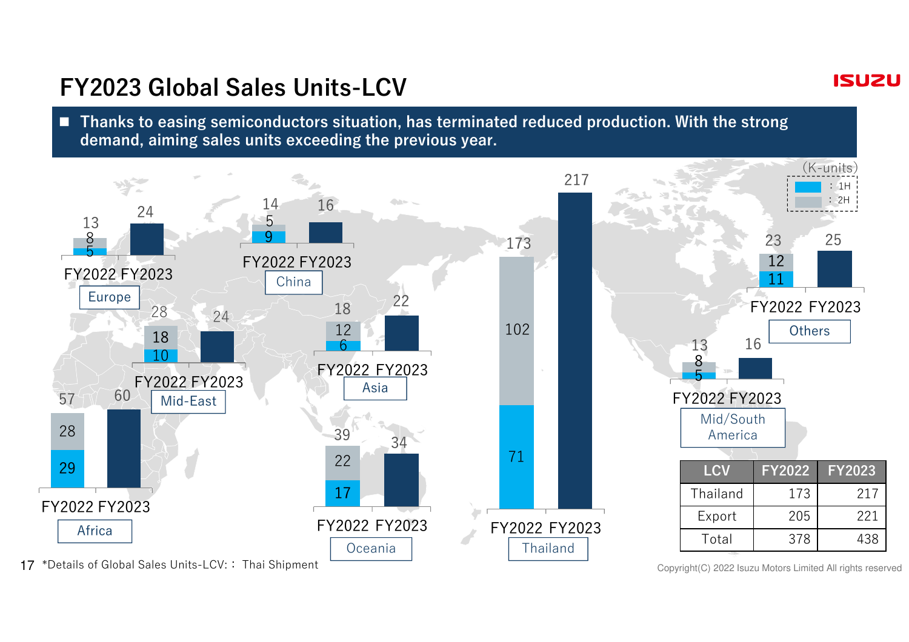# FY2023 Global Sales Units-LCV

■ Thanks to easing semiconductors situation, has terminated reduced production. With the strong demand, aiming sales units exceeding the previous year.

(K-units)

■: 1H ■: 2H

| Region | FY2022 1H | FY2022 2H | FY2022 Total | FY2023 |
| --- | --- | --- | --- | --- |
| Europe | 5 | 8 | 13 | 24 |
| China | 9 | 5 | 14 | 16 |
| Mid-East | 10 | 18 | 28 | 24 |
| Asia | 6 | 12 | 18 | 22 |
| Africa | 29 | 28 | 57 | 60 |
| Oceania | 17 | 22 | 39 | 34 |
| Thailand | 71 | 102 | 173 | 217 |
| Mid/South America | 5 | 8 | 13 | 16 |
| Others | 11 | 12 | 23 | 25 |

| LCV | FY2022 | FY2023 |
| --- | --- | --- |
| Thailand | 173 | 217 |
| Export | 205 | 221 |
| Total | 378 | 438 |

*Details of Global Sales Units-LCV: Thai Shipment

Copyright(C) 2022 Isuzu Motors Limited All rights reserved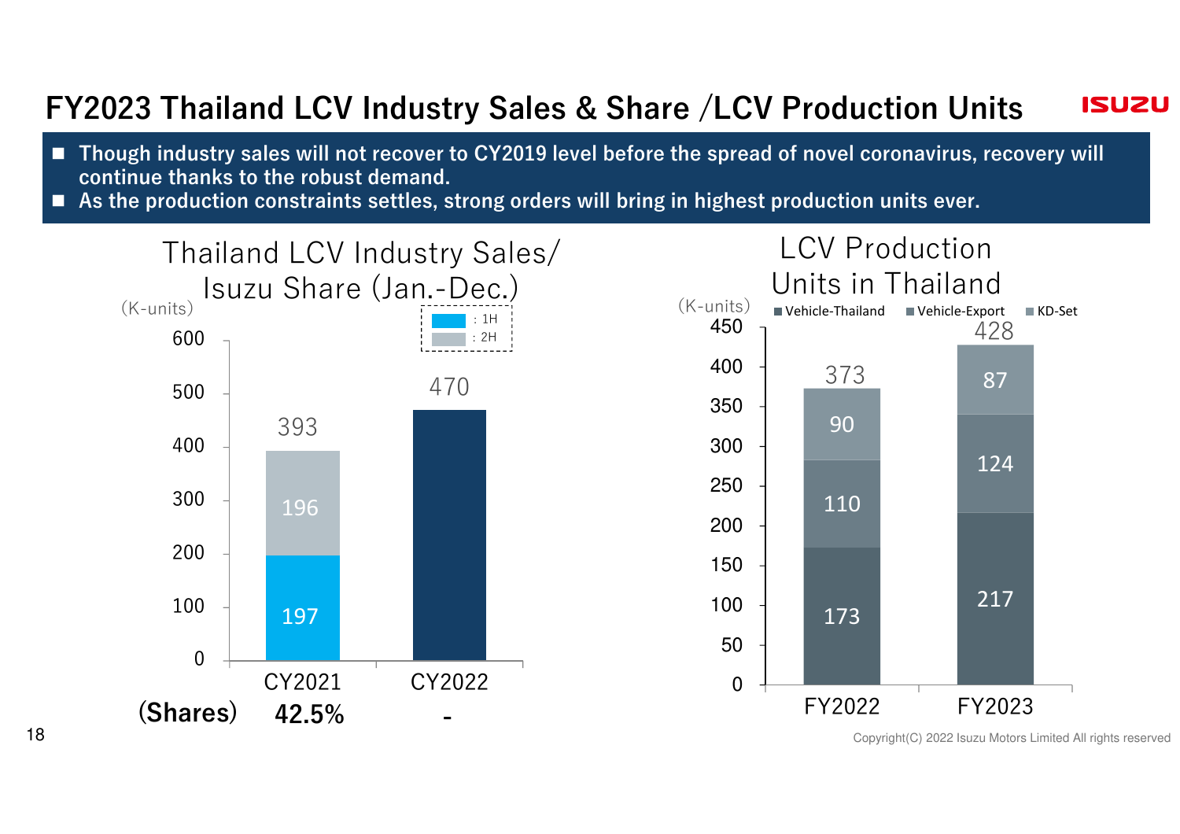# FY2023 Thailand LCV Industry Sales & Share /LCV Production Units

- Though industry sales will not recover to CY2019 level before the spread of novel coronavirus, recovery will continue thanks to the robust demand.
- As the production constraints settles, strong orders will bring in highest production units ever.

## Thailand LCV Industry Sales/ Isuzu Share (Jan.-Dec.)

(K-units)

| | CY2021 | CY2022 |
|---|---|---|
| 1H | 197 | |
| 2H | 196 | |
| Total | 393 | 470 |
| (Shares) | 42.5% | - |

## LCV Production Units in Thailand

(K-units)

| | FY2022 | FY2023 |
|---|---|---|
| Vehicle-Thailand | 173 | 217 |
| Vehicle-Export | 110 | 124 |
| KD-Set | 90 | 87 |
| Total | 373 | 428 |

Copyright(C) 2022 Isuzu Motors Limited All rights reserved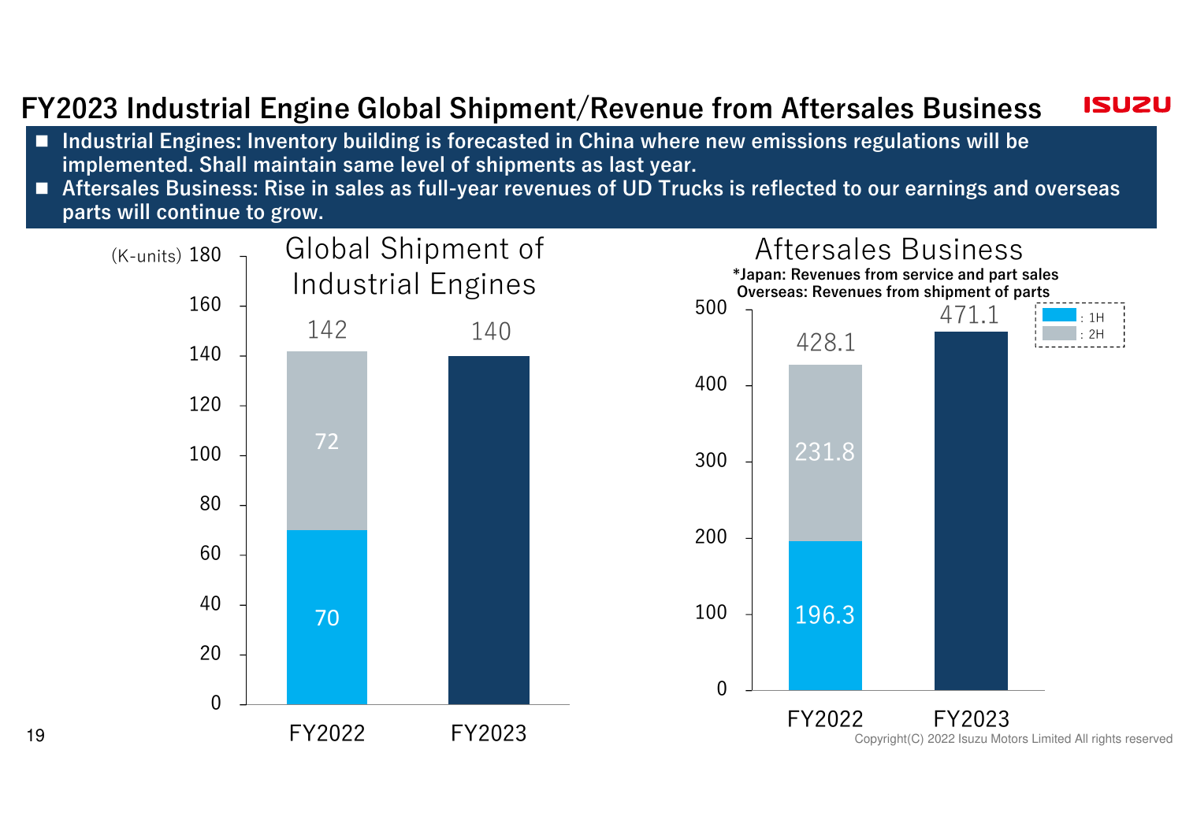# FY2023 Industrial Engine Global Shipment/Revenue from Aftersales Business

- Industrial Engines: Inventory building is forecasted in China where new emissions regulations will be implemented. Shall maintain same level of shipments as last year.
- Aftersales Business: Rise in sales as full-year revenues of UD Trucks is reflected to our earnings and overseas parts will continue to grow.

## Global Shipment of Industrial Engines

(K-units)

| | FY2022 | FY2023 |
|---|---|---|
| 1H | 70 | |
| 2H | 72 | |
| Total | 142 | 140 |

## Aftersales Business

*Japan: Revenues from service and part sales
Overseas: Revenues from shipment of parts

| | FY2022 | FY2023 |
|---|---|---|
| 1H | 196.3 | |
| 2H | 231.8 | |
| Total | 428.1 | 471.1 |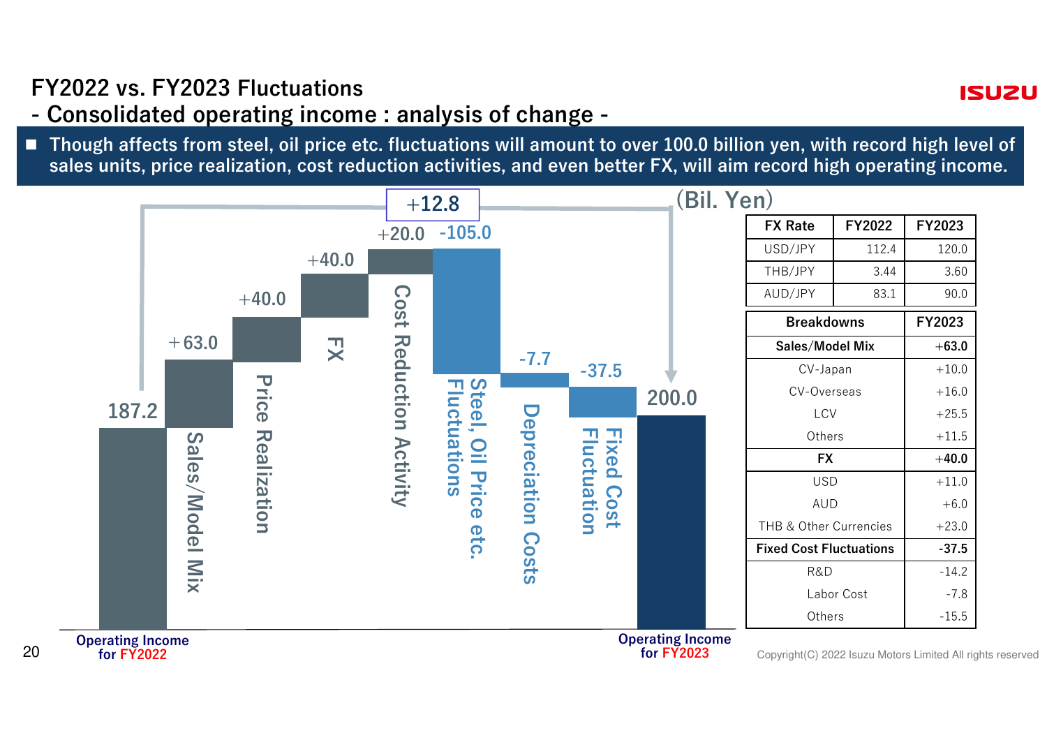# FY2022 vs. FY2023 Fluctuations

## - Consolidated operating income : analysis of change -

- Though affects from steel, oil price etc. fluctuations will amount to over 100.0 billion yen, with record high level of sales units, price realization, cost reduction activities, and even better FX, will aim record high operating income.

(Bil. Yen)

| Item | Value |
|---|---|
| Operating Income for FY2022 | 187.2 |
| Sales/Model Mix | +63.0 |
| Price Realization | +40.0 |
| FX | +40.0 |
| Cost Reduction Activity | +20.0 |
| Steel, Oil Price etc. Fluctuations | -105.0 |
| Depreciation Costs | -7.7 |
| Fixed Cost Fluctuation | -37.5 |
| Operating Income for FY2023 | 200.0 |
| Change | +12.8 |

| FX Rate | FY2022 | FY2023 |
|---|---|---|
| USD/JPY | 112.4 | 120.0 |
| THB/JPY | 3.44 | 3.60 |
| AUD/JPY | 83.1 | 90.0 |

| Breakdowns | FY2023 |
|---|---|
| **Sales/Model Mix** | **+63.0** |
| CV-Japan | +10.0 |
| CV-Overseas | +16.0 |
| LCV | +25.5 |
| Others | +11.5 |
| **FX** | **+40.0** |
| USD | +11.0 |
| AUD | +6.0 |
| THB & Other Currencies | +23.0 |
| **Fixed Cost Fluctuations** | **-37.5** |
| R&D | -14.2 |
| Labor Cost | -7.8 |
| Others | -15.5 |

Copyright(C) 2022 Isuzu Motors Limited All rights reserved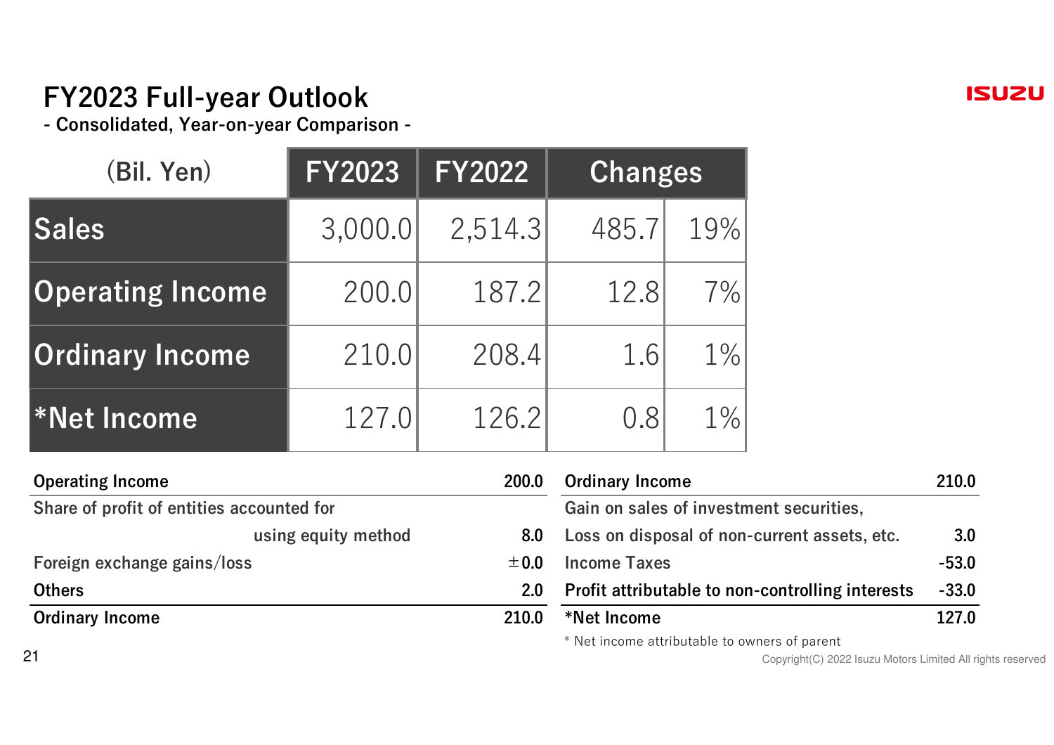# FY2023 Full-year Outlook

**- Consolidated, Year-on-year Comparison -**

| (Bil. Yen) | FY2023 | FY2022 | Changes | |
|---|---|---|---|---|
| **Sales** | 3,000.0 | 2,514.3 | 485.7 | 19% |
| **Operating Income** | 200.0 | 187.2 | 12.8 | 7% |
| **Ordinary Income** | 210.0 | 208.4 | 1.6 | 1% |
| ***Net Income** | 127.0 | 126.2 | 0.8 | 1% |

| | |
|---|---|
| **Operating Income** | **200.0** |
| **Share of profit of entities accounted for using equity method** | **8.0** |
| **Foreign exchange gains/loss** | **±0.0** |
| **Others** | **2.0** |
| **Ordinary Income** | **210.0** |

| | |
|---|---|
| **Ordinary Income** | **210.0** |
| **Gain on sales of investment securities, Loss on disposal of non-current assets, etc.** | **3.0** |
| **Income Taxes** | **-53.0** |
| **Profit attributable to non-controlling interests** | **-33.0** |
| ***Net Income** | **127.0** |

\* Net income attributable to owners of parent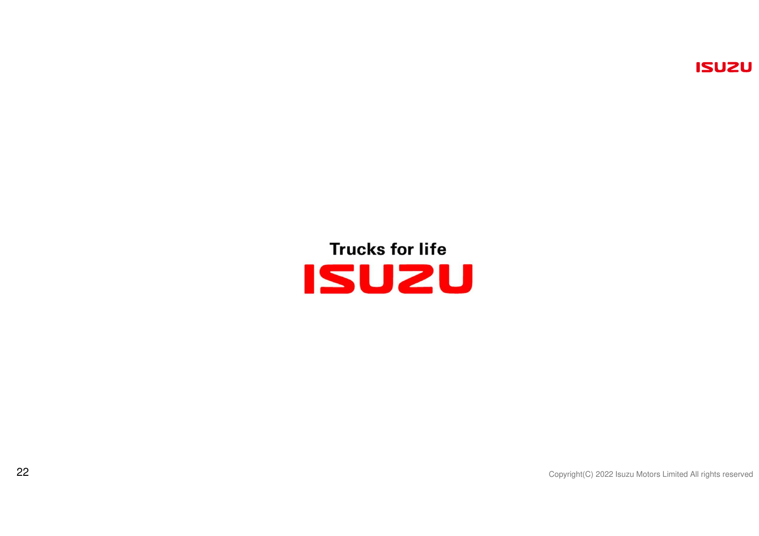Trucks for life

ISUZU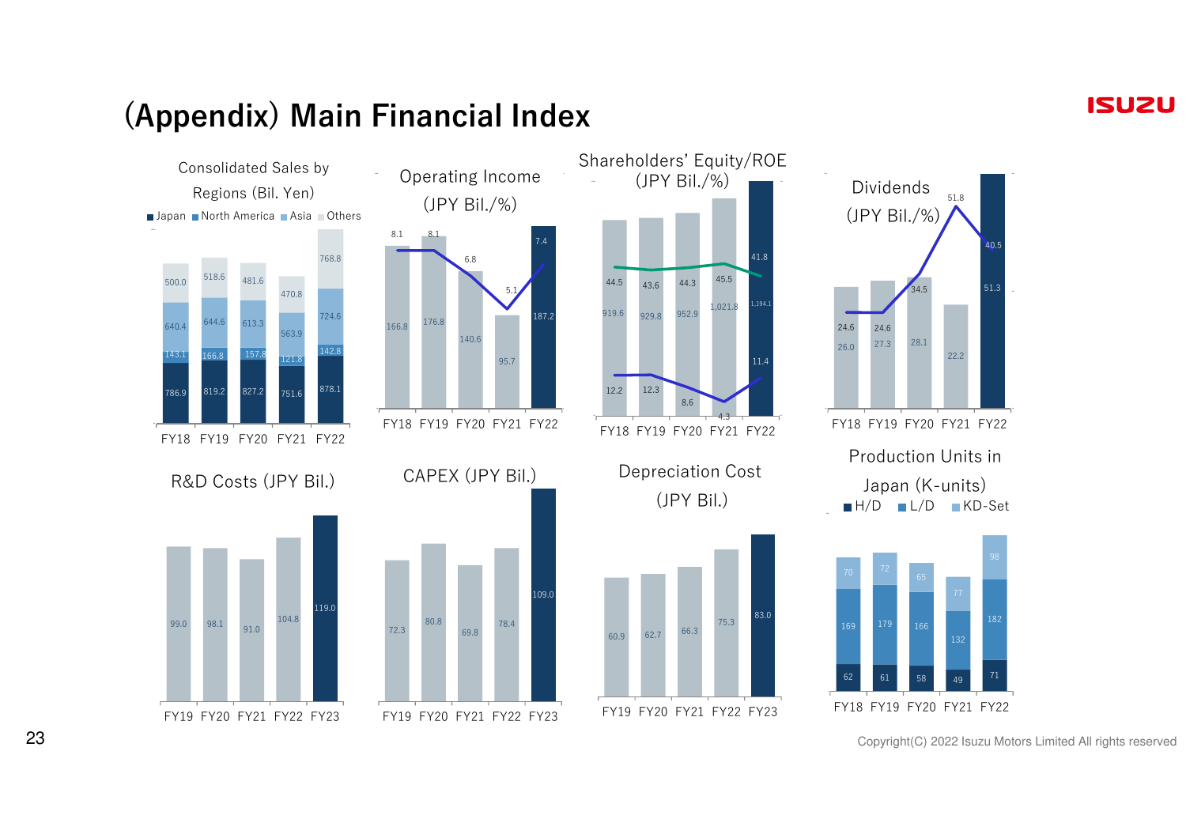# (Appendix) Main Financial Index

ISUZU

## Consolidated Sales by Regions (Bil. Yen)

Japan, North America, Asia, Others

FY18: 786.9, 143.1, 640.4, 500.0
FY19: 819.2, 166.8, 644.6, 518.6
FY20: 827.2, 157.8, 613.3, 481.6
FY21: 751.6, 121.8, 563.9, 470.8
FY22: 878.1, 142.8, 724.6, 768.8

## Operating Income (JPY Bil./%)

FY18: 166.8, 8.1
FY19: 176.8, 8.1
FY20: 140.6, 6.8
FY21: 95.7, 5.1
FY22: 187.2, 7.4

## Shareholders' Equity/ROE (JPY Bil./%)

FY18: 919.6, 44.5, 12.2
FY19: 929.8, 43.6, 12.3
FY20: 952.9, 44.3, 8.6
FY21: 1,021.8, 45.5, 4.3
FY22: 1,194.1, 41.8, 11.4

## Dividends (JPY Bil./%)

FY18: 26.0, 24.6
FY19: 27.3, 24.6
FY20: 28.1, 34.5
FY21: 22.2, 51.8
FY22: 51.3, 40.5

## R&D Costs (JPY Bil.)

FY19: 99.0
FY20: 98.1
FY21: 91.0
FY22: 104.8
FY23: 119.0

## CAPEX (JPY Bil.)

FY19: 72.3
FY20: 80.8
FY21: 69.8
FY22: 78.4
FY23: 109.0

## Depreciation Cost (JPY Bil.)

FY19: 60.9
FY20: 62.7
FY21: 66.3
FY22: 75.3
FY23: 83.0

## Production Units in Japan (K-units)

H/D, L/D, KD-Set

FY18: 62, 169, 70
FY19: 61, 179, 72
FY20: 58, 166, 65
FY21: 49, 132, 77
FY22: 71, 182, 98

Copyright(C) 2022 Isuzu Motors Limited All rights reserved